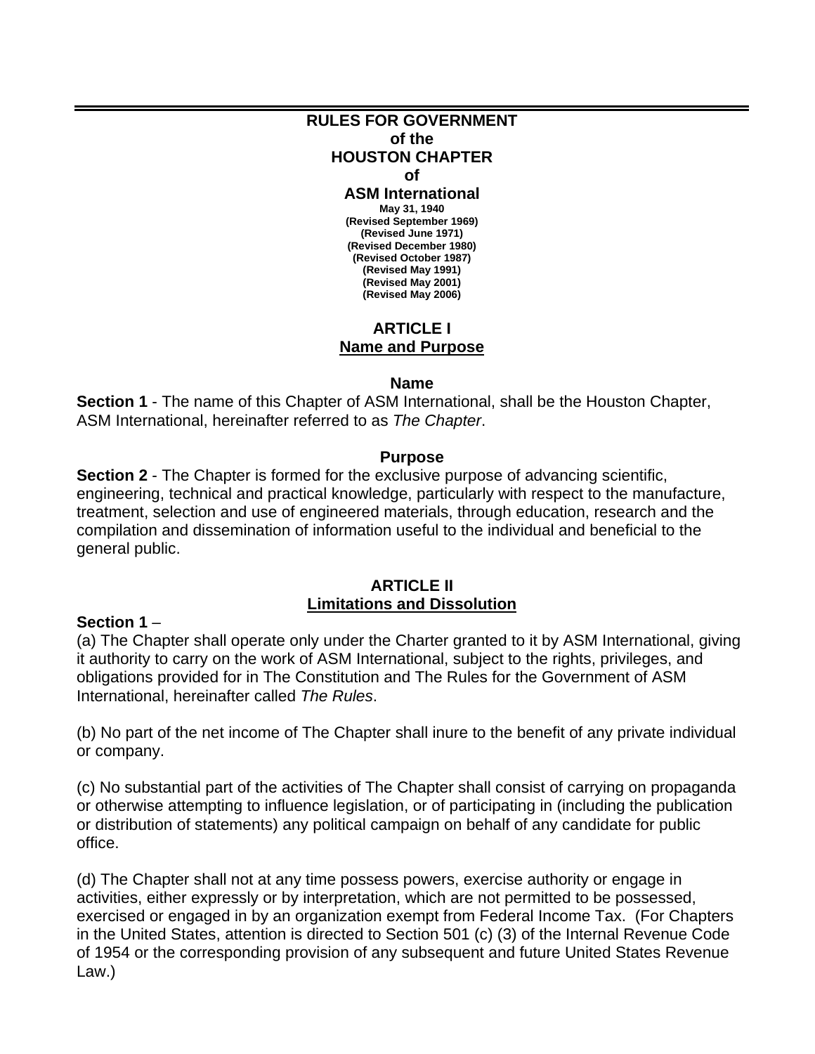# RULES FOR GOVERNMENT of the HOUSTON CHAPTER of ASM International

**May 31, 1940**
**(Revised September 1969)**
**(Revised June 1971)**
**(Revised December 1980)**
**(Revised October 1987)**
**(Revised May 1991)**
**(Revised May 2001)**
**(Revised May 2006)**

## ARTICLE I
## Name and Purpose

### Name

**Section 1** - The name of this Chapter of ASM International, shall be the Houston Chapter, ASM International, hereinafter referred to as *The Chapter*.

### Purpose

**Section 2** - The Chapter is formed for the exclusive purpose of advancing scientific, engineering, technical and practical knowledge, particularly with respect to the manufacture, treatment, selection and use of engineered materials, through education, research and the compilation and dissemination of information useful to the individual and beneficial to the general public.

## ARTICLE II
## Limitations and Dissolution

**Section 1** –

(a) The Chapter shall operate only under the Charter granted to it by ASM International, giving it authority to carry on the work of ASM International, subject to the rights, privileges, and obligations provided for in The Constitution and The Rules for the Government of ASM International, hereinafter called *The Rules*.

(b) No part of the net income of The Chapter shall inure to the benefit of any private individual or company.

(c) No substantial part of the activities of The Chapter shall consist of carrying on propaganda or otherwise attempting to influence legislation, or of participating in (including the publication or distribution of statements) any political campaign on behalf of any candidate for public office.

(d) The Chapter shall not at any time possess powers, exercise authority or engage in activities, either expressly or by interpretation, which are not permitted to be possessed, exercised or engaged in by an organization exempt from Federal Income Tax. (For Chapters in the United States, attention is directed to Section 501 (c) (3) of the Internal Revenue Code of 1954 or the corresponding provision of any subsequent and future United States Revenue Law.)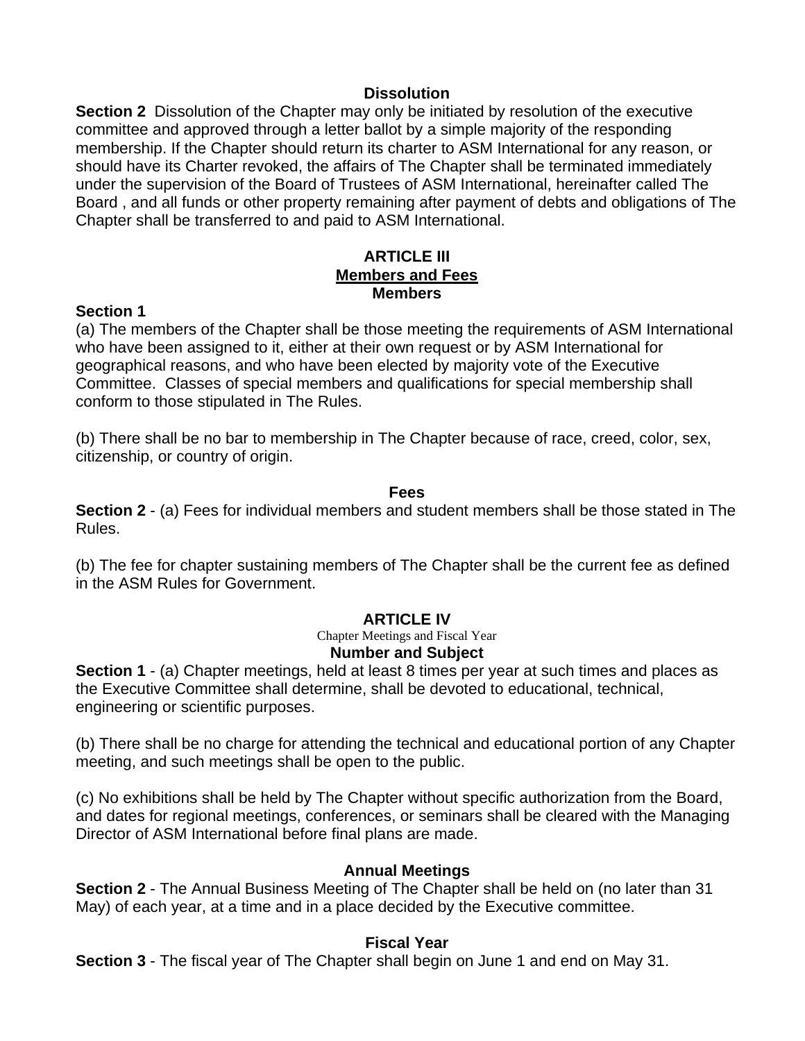### Dissolution

**Section 2** Dissolution of the Chapter may only be initiated by resolution of the executive committee and approved through a letter ballot by a simple majority of the responding membership. If the Chapter should return its charter to ASM International for any reason, or should have its Charter revoked, the affairs of The Chapter shall be terminated immediately under the supervision of the Board of Trustees of ASM International, hereinafter called The Board , and all funds or other property remaining after payment of debts and obligations of The Chapter shall be transferred to and paid to ASM International.

## ARTICLE III
## Members and Fees
### Members

**Section 1**

(a) The members of the Chapter shall be those meeting the requirements of ASM International who have been assigned to it, either at their own request or by ASM International for geographical reasons, and who have been elected by majority vote of the Executive Committee. Classes of special members and qualifications for special membership shall conform to those stipulated in The Rules.

(b) There shall be no bar to membership in The Chapter because of race, creed, color, sex, citizenship, or country of origin.

### Fees

**Section 2** - (a) Fees for individual members and student members shall be those stated in The Rules.

(b) The fee for chapter sustaining members of The Chapter shall be the current fee as defined in the ASM Rules for Government.

## ARTICLE IV
Chapter Meetings and Fiscal Year
### Number and Subject

**Section 1** - (a) Chapter meetings, held at least 8 times per year at such times and places as the Executive Committee shall determine, shall be devoted to educational, technical, engineering or scientific purposes.

(b) There shall be no charge for attending the technical and educational portion of any Chapter meeting, and such meetings shall be open to the public.

(c) No exhibitions shall be held by The Chapter without specific authorization from the Board, and dates for regional meetings, conferences, or seminars shall be cleared with the Managing Director of ASM International before final plans are made.

### Annual Meetings

**Section 2** - The Annual Business Meeting of The Chapter shall be held on (no later than 31 May) of each year, at a time and in a place decided by the Executive committee.

### Fiscal Year

**Section 3** - The fiscal year of The Chapter shall begin on June 1 and end on May 31.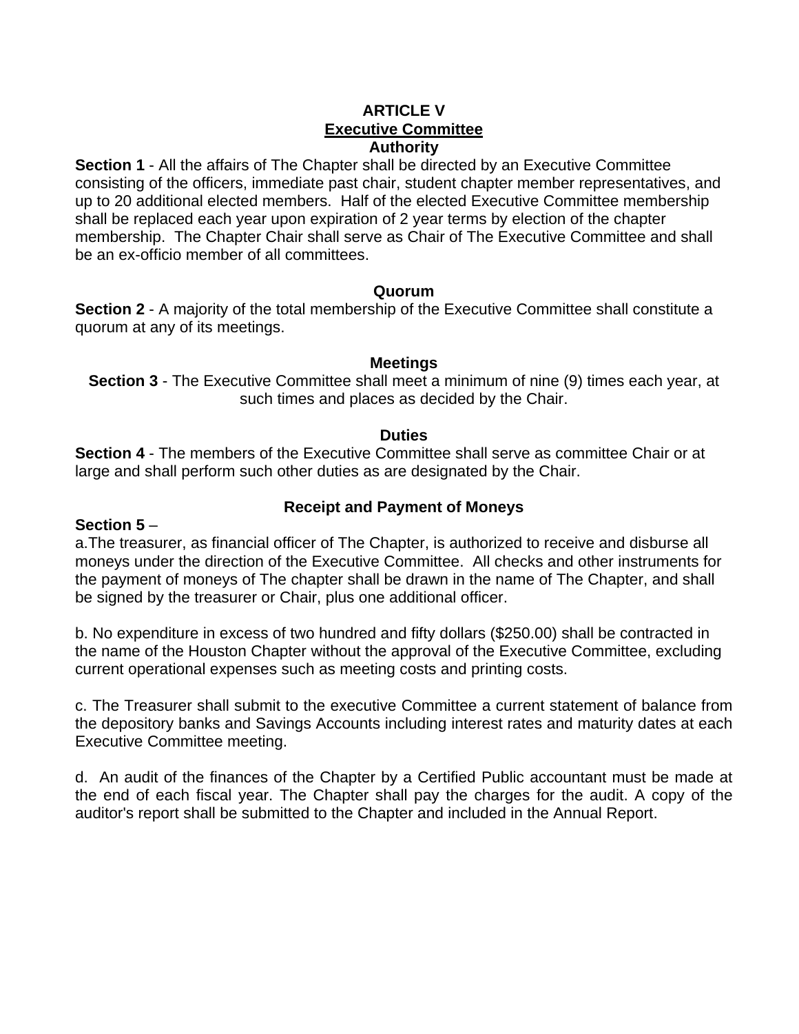# ARTICLE V

## Executive Committee

### Authority

**Section 1** - All the affairs of The Chapter shall be directed by an Executive Committee consisting of the officers, immediate past chair, student chapter member representatives, and up to 20 additional elected members. Half of the elected Executive Committee membership shall be replaced each year upon expiration of 2 year terms by election of the chapter membership. The Chapter Chair shall serve as Chair of The Executive Committee and shall be an ex-officio member of all committees.

### Quorum

**Section 2** - A majority of the total membership of the Executive Committee shall constitute a quorum at any of its meetings.

### Meetings

**Section 3** - The Executive Committee shall meet a minimum of nine (9) times each year, at such times and places as decided by the Chair.

### Duties

**Section 4** - The members of the Executive Committee shall serve as committee Chair or at large and shall perform such other duties as are designated by the Chair.

### Receipt and Payment of Moneys

**Section 5** –

a.The treasurer, as financial officer of The Chapter, is authorized to receive and disburse all moneys under the direction of the Executive Committee. All checks and other instruments for the payment of moneys of The chapter shall be drawn in the name of The Chapter, and shall be signed by the treasurer or Chair, plus one additional officer.

b. No expenditure in excess of two hundred and fifty dollars ($250.00) shall be contracted in the name of the Houston Chapter without the approval of the Executive Committee, excluding current operational expenses such as meeting costs and printing costs.

c. The Treasurer shall submit to the executive Committee a current statement of balance from the depository banks and Savings Accounts including interest rates and maturity dates at each Executive Committee meeting.

d. An audit of the finances of the Chapter by a Certified Public accountant must be made at the end of each fiscal year. The Chapter shall pay the charges for the audit. A copy of the auditor's report shall be submitted to the Chapter and included in the Annual Report.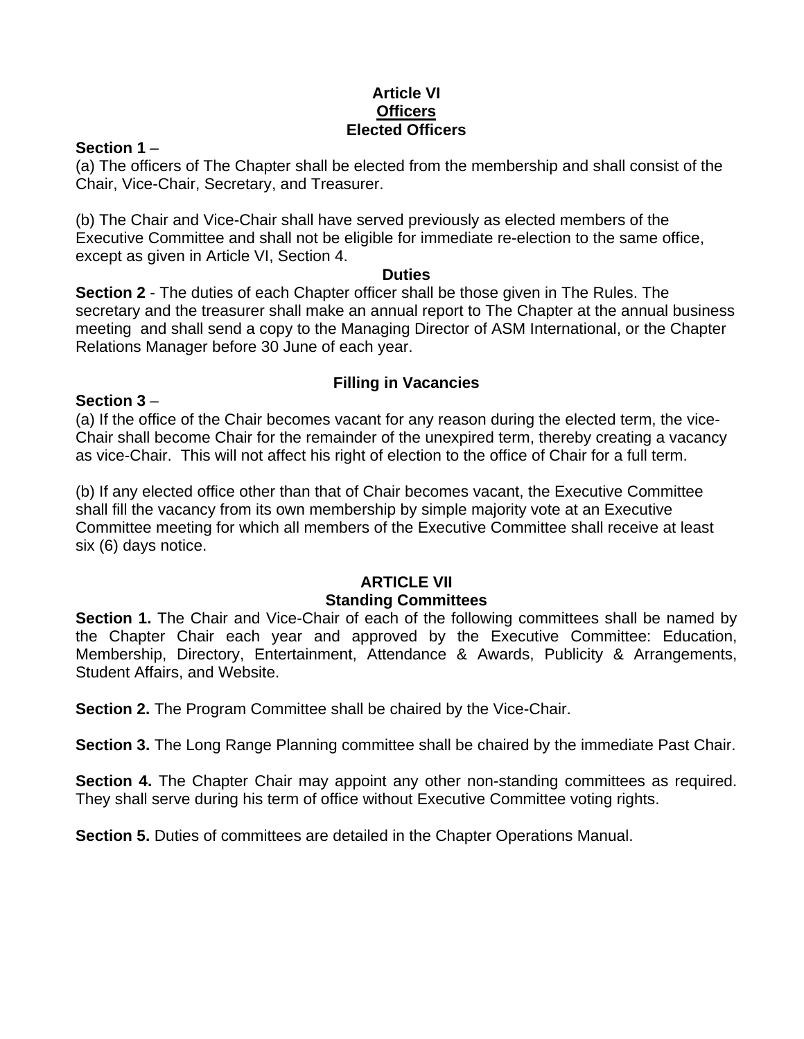# Article VI

## Officers

### Elected Officers

**Section 1** –

(a) The officers of The Chapter shall be elected from the membership and shall consist of the Chair, Vice-Chair, Secretary, and Treasurer.

(b) The Chair and Vice-Chair shall have served previously as elected members of the Executive Committee and shall not be eligible for immediate re-election to the same office, except as given in Article VI, Section 4.

### Duties

**Section 2** - The duties of each Chapter officer shall be those given in The Rules. The secretary and the treasurer shall make an annual report to The Chapter at the annual business meeting and shall send a copy to the Managing Director of ASM International, or the Chapter Relations Manager before 30 June of each year.

### Filling in Vacancies

**Section 3** –

(a) If the office of the Chair becomes vacant for any reason during the elected term, the vice-Chair shall become Chair for the remainder of the unexpired term, thereby creating a vacancy as vice-Chair. This will not affect his right of election to the office of Chair for a full term.

(b) If any elected office other than that of Chair becomes vacant, the Executive Committee shall fill the vacancy from its own membership by simple majority vote at an Executive Committee meeting for which all members of the Executive Committee shall receive at least six (6) days notice.

# ARTICLE VII

## Standing Committees

**Section 1.** The Chair and Vice-Chair of each of the following committees shall be named by the Chapter Chair each year and approved by the Executive Committee: Education, Membership, Directory, Entertainment, Attendance & Awards, Publicity & Arrangements, Student Affairs, and Website.

**Section 2.** The Program Committee shall be chaired by the Vice-Chair.

**Section 3.** The Long Range Planning committee shall be chaired by the immediate Past Chair.

**Section 4.** The Chapter Chair may appoint any other non-standing committees as required. They shall serve during his term of office without Executive Committee voting rights.

**Section 5.** Duties of committees are detailed in the Chapter Operations Manual.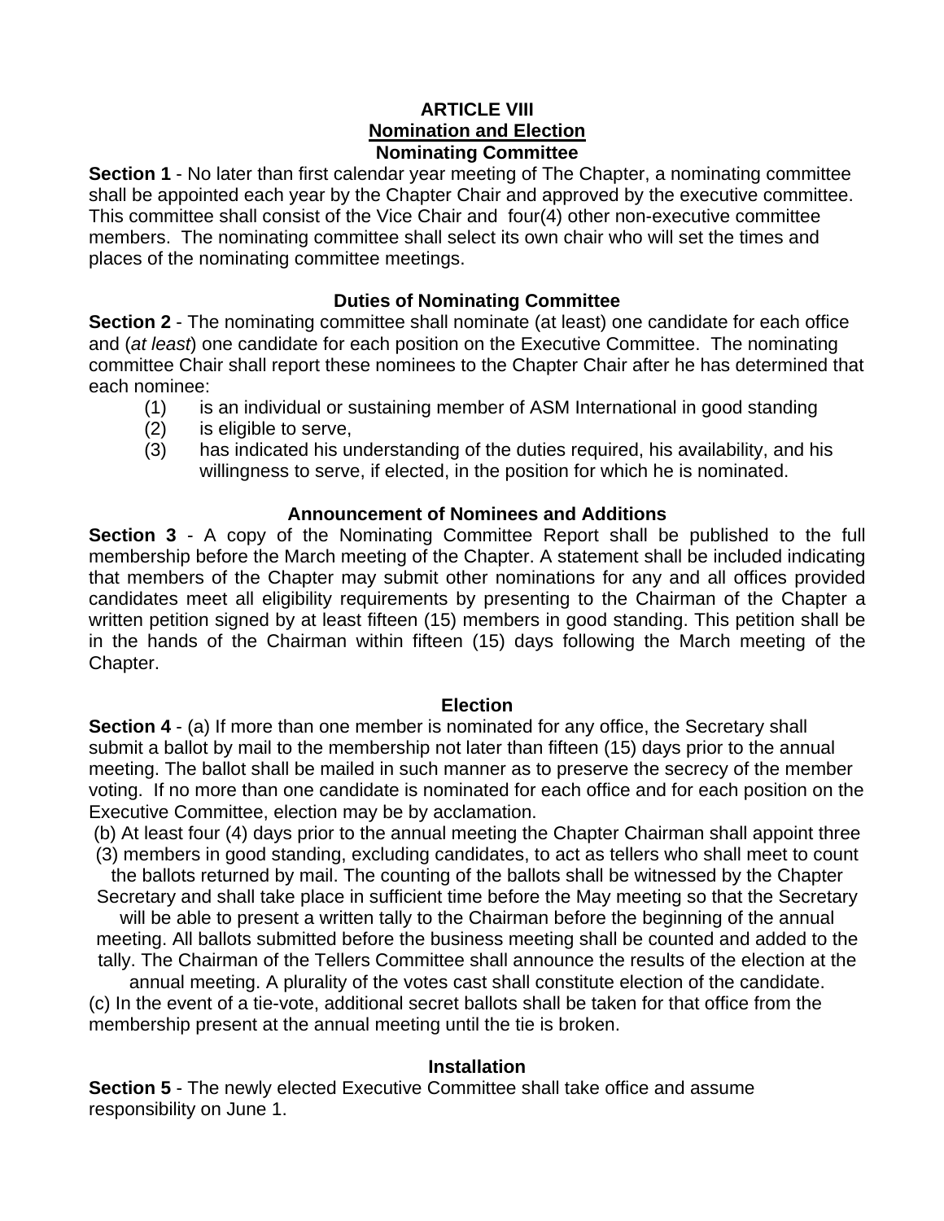# ARTICLE VIII

## Nomination and Election

### Nominating Committee

**Section 1** - No later than first calendar year meeting of The Chapter, a nominating committee shall be appointed each year by the Chapter Chair and approved by the executive committee. This committee shall consist of the Vice Chair and four(4) other non-executive committee members. The nominating committee shall select its own chair who will set the times and places of the nominating committee meetings.

### Duties of Nominating Committee

**Section 2** - The nominating committee shall nominate (at least) one candidate for each office and (*at least*) one candidate for each position on the Executive Committee. The nominating committee Chair shall report these nominees to the Chapter Chair after he has determined that each nominee:

(1) is an individual or sustaining member of ASM International in good standing
(2) is eligible to serve,
(3) has indicated his understanding of the duties required, his availability, and his willingness to serve, if elected, in the position for which he is nominated.

### Announcement of Nominees and Additions

**Section 3** - A copy of the Nominating Committee Report shall be published to the full membership before the March meeting of the Chapter. A statement shall be included indicating that members of the Chapter may submit other nominations for any and all offices provided candidates meet all eligibility requirements by presenting to the Chairman of the Chapter a written petition signed by at least fifteen (15) members in good standing. This petition shall be in the hands of the Chairman within fifteen (15) days following the March meeting of the Chapter.

### Election

**Section 4** - (a) If more than one member is nominated for any office, the Secretary shall submit a ballot by mail to the membership not later than fifteen (15) days prior to the annual meeting. The ballot shall be mailed in such manner as to preserve the secrecy of the member voting. If no more than one candidate is nominated for each office and for each position on the Executive Committee, election may be by acclamation.

(b) At least four (4) days prior to the annual meeting the Chapter Chairman shall appoint three (3) members in good standing, excluding candidates, to act as tellers who shall meet to count the ballots returned by mail. The counting of the ballots shall be witnessed by the Chapter Secretary and shall take place in sufficient time before the May meeting so that the Secretary will be able to present a written tally to the Chairman before the beginning of the annual meeting. All ballots submitted before the business meeting shall be counted and added to the tally. The Chairman of the Tellers Committee shall announce the results of the election at the annual meeting. A plurality of the votes cast shall constitute election of the candidate.

(c) In the event of a tie-vote, additional secret ballots shall be taken for that office from the membership present at the annual meeting until the tie is broken.

### Installation

**Section 5** - The newly elected Executive Committee shall take office and assume responsibility on June 1.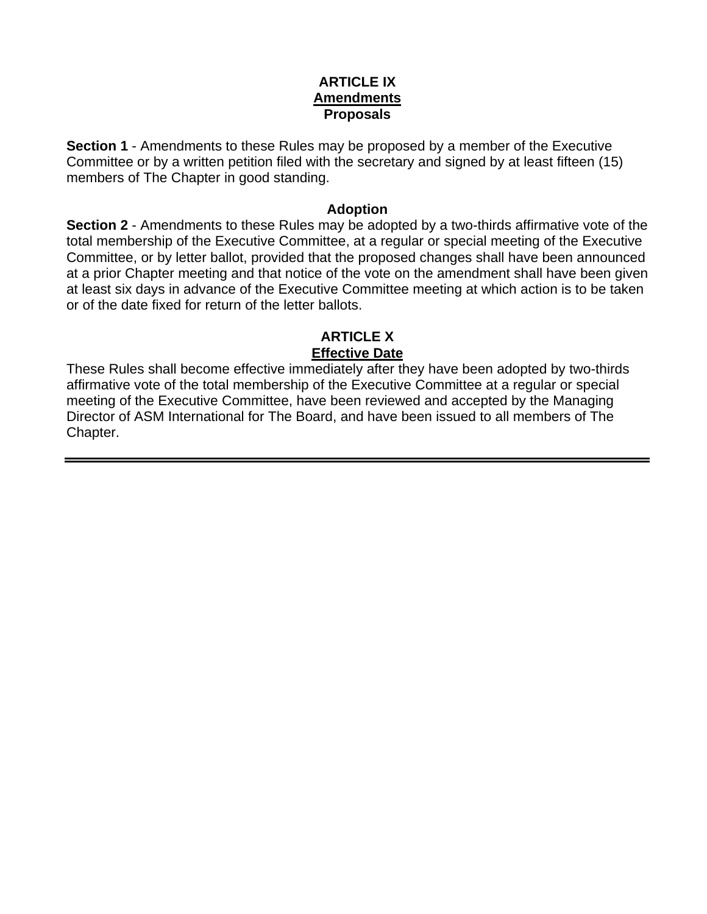## ARTICLE IX
## Amendments
### Proposals

**Section 1** - Amendments to these Rules may be proposed by a member of the Executive Committee or by a written petition filed with the secretary and signed by at least fifteen (15) members of The Chapter in good standing.

### Adoption

**Section 2** - Amendments to these Rules may be adopted by a two-thirds affirmative vote of the total membership of the Executive Committee, at a regular or special meeting of the Executive Committee, or by letter ballot, provided that the proposed changes shall have been announced at a prior Chapter meeting and that notice of the vote on the amendment shall have been given at least six days in advance of the Executive Committee meeting at which action is to be taken or of the date fixed for return of the letter ballots.

## ARTICLE X
## Effective Date

These Rules shall become effective immediately after they have been adopted by two-thirds affirmative vote of the total membership of the Executive Committee at a regular or special meeting of the Executive Committee, have been reviewed and accepted by the Managing Director of ASM International for The Board, and have been issued to all members of The Chapter.